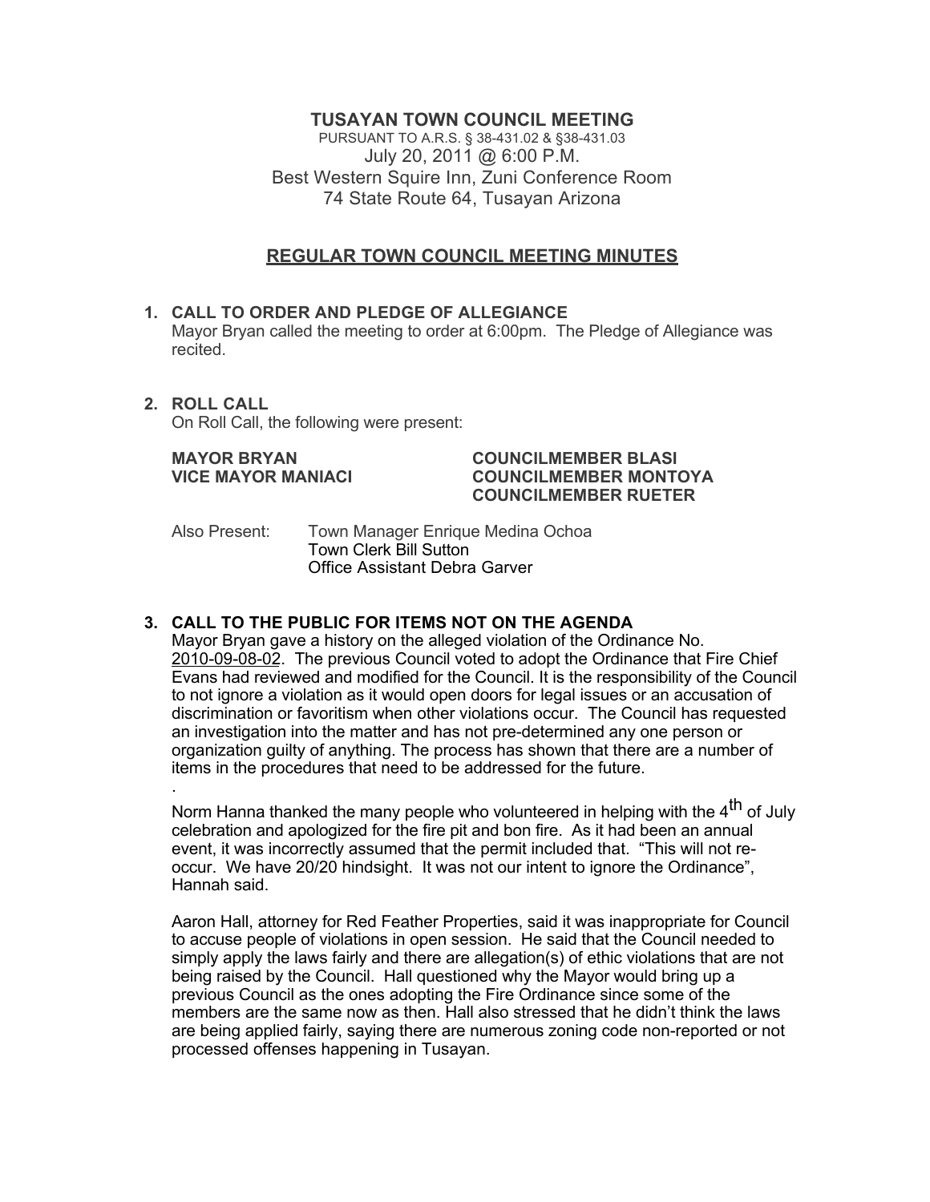# TUSAYAN TOWN COUNCIL MEETING

PURSUANT TO A.R.S. § 38-431.02 & §38-431.03
July 20, 2011 @ 6:00 P.M.
Best Western Squire Inn, Zuni Conference Room
74 State Route 64, Tusayan Arizona

## REGULAR TOWN COUNCIL MEETING MINUTES

1. **CALL TO ORDER AND PLEDGE OF ALLEGIANCE**
   Mayor Bryan called the meeting to order at 6:00pm. The Pledge of Allegiance was recited.

2. **ROLL CALL**
   On Roll Call, the following were present:

   **MAYOR BRYAN**
   **VICE MAYOR MANIACI**
   **COUNCILMEMBER BLASI**
   **COUNCILMEMBER MONTOYA**
   **COUNCILMEMBER RUETER**

   Also Present: Town Manager Enrique Medina Ochoa
   Town Clerk Bill Sutton
   Office Assistant Debra Garver

3. **CALL TO THE PUBLIC FOR ITEMS NOT ON THE AGENDA**
   Mayor Bryan gave a history on the alleged violation of the Ordinance No. 2010-09-08-02. The previous Council voted to adopt the Ordinance that Fire Chief Evans had reviewed and modified for the Council. It is the responsibility of the Council to not ignore a violation as it would open doors for legal issues or an accusation of discrimination or favoritism when other violations occur. The Council has requested an investigation into the matter and has not pre-determined any one person or organization guilty of anything. The process has shown that there are a number of items in the procedures that need to be addressed for the future.
   .
   Norm Hanna thanked the many people who volunteered in helping with the 4th of July celebration and apologized for the fire pit and bon fire. As it had been an annual event, it was incorrectly assumed that the permit included that. "This will not re-occur. We have 20/20 hindsight. It was not our intent to ignore the Ordinance", Hannah said.

   Aaron Hall, attorney for Red Feather Properties, said it was inappropriate for Council to accuse people of violations in open session. He said that the Council needed to simply apply the laws fairly and there are allegation(s) of ethic violations that are not being raised by the Council. Hall questioned why the Mayor would bring up a previous Council as the ones adopting the Fire Ordinance since some of the members are the same now as then. Hall also stressed that he didn't think the laws are being applied fairly, saying there are numerous zoning code non-reported or not processed offenses happening in Tusayan.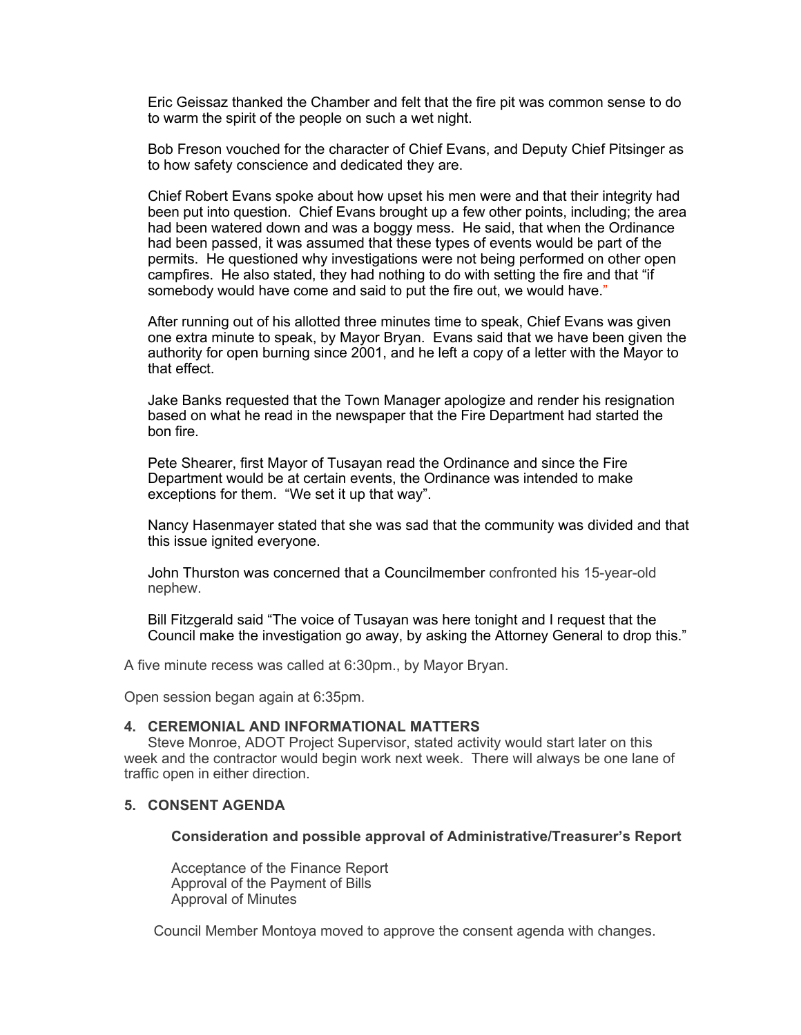Eric Geissaz thanked the Chamber and felt that the fire pit was common sense to do to warm the spirit of the people on such a wet night.

Bob Freson vouched for the character of Chief Evans, and Deputy Chief Pitsinger as to how safety conscience and dedicated they are.

Chief Robert Evans spoke about how upset his men were and that their integrity had been put into question. Chief Evans brought up a few other points, including; the area had been watered down and was a boggy mess. He said, that when the Ordinance had been passed, it was assumed that these types of events would be part of the permits. He questioned why investigations were not being performed on other open campfires. He also stated, they had nothing to do with setting the fire and that "if somebody would have come and said to put the fire out, we would have."

After running out of his allotted three minutes time to speak, Chief Evans was given one extra minute to speak, by Mayor Bryan. Evans said that we have been given the authority for open burning since 2001, and he left a copy of a letter with the Mayor to that effect.

Jake Banks requested that the Town Manager apologize and render his resignation based on what he read in the newspaper that the Fire Department had started the bon fire.

Pete Shearer, first Mayor of Tusayan read the Ordinance and since the Fire Department would be at certain events, the Ordinance was intended to make exceptions for them. "We set it up that way".

Nancy Hasenmayer stated that she was sad that the community was divided and that this issue ignited everyone.

John Thurston was concerned that a Councilmember confronted his 15-year-old nephew.

Bill Fitzgerald said "The voice of Tusayan was here tonight and I request that the Council make the investigation go away, by asking the Attorney General to drop this."

A five minute recess was called at 6:30pm., by Mayor Bryan.

Open session began again at 6:35pm.

## 4. CEREMONIAL AND INFORMATIONAL MATTERS

Steve Monroe, ADOT Project Supervisor, stated activity would start later on this week and the contractor would begin work next week. There will always be one lane of traffic open in either direction.

## 5. CONSENT AGENDA

**Consideration and possible approval of Administrative/Treasurer's Report**

Acceptance of the Finance Report
Approval of the Payment of Bills
Approval of Minutes

Council Member Montoya moved to approve the consent agenda with changes.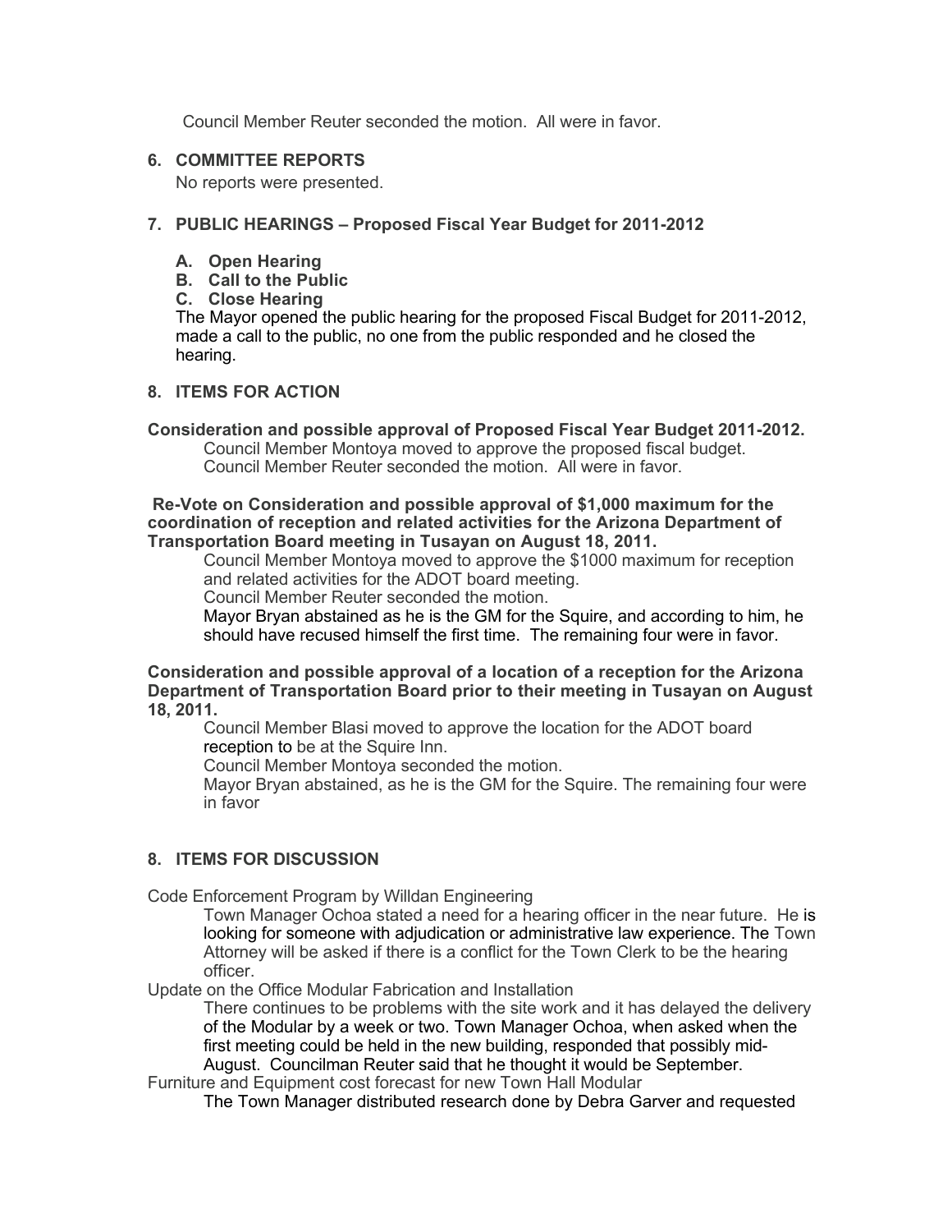Council Member Reuter seconded the motion. All were in favor.

## 6. COMMITTEE REPORTS

No reports were presented.

## 7. PUBLIC HEARINGS – Proposed Fiscal Year Budget for 2011-2012

**A. Open Hearing**
**B. Call to the Public**
**C. Close Hearing**

The Mayor opened the public hearing for the proposed Fiscal Budget for 2011-2012, made a call to the public, no one from the public responded and he closed the hearing.

## 8. ITEMS FOR ACTION

**Consideration and possible approval of Proposed Fiscal Year Budget 2011-2012.**

Council Member Montoya moved to approve the proposed fiscal budget.
Council Member Reuter seconded the motion. All were in favor.

**Re-Vote on Consideration and possible approval of $1,000 maximum for the coordination of reception and related activities for the Arizona Department of Transportation Board meeting in Tusayan on August 18, 2011.**

Council Member Montoya moved to approve the $1000 maximum for reception and related activities for the ADOT board meeting.
Council Member Reuter seconded the motion.
Mayor Bryan abstained as he is the GM for the Squire, and according to him, he should have recused himself the first time. The remaining four were in favor.

**Consideration and possible approval of a location of a reception for the Arizona Department of Transportation Board prior to their meeting in Tusayan on August 18, 2011.**

Council Member Blasi moved to approve the location for the ADOT board reception to be at the Squire Inn.
Council Member Montoya seconded the motion.
Mayor Bryan abstained, as he is the GM for the Squire. The remaining four were in favor

## 8. ITEMS FOR DISCUSSION

Code Enforcement Program by Willdan Engineering

Town Manager Ochoa stated a need for a hearing officer in the near future. He is looking for someone with adjudication or administrative law experience. The Town Attorney will be asked if there is a conflict for the Town Clerk to be the hearing officer.

Update on the Office Modular Fabrication and Installation

There continues to be problems with the site work and it has delayed the delivery of the Modular by a week or two. Town Manager Ochoa, when asked when the first meeting could be held in the new building, responded that possibly mid-August. Councilman Reuter said that he thought it would be September.

Furniture and Equipment cost forecast for new Town Hall Modular

The Town Manager distributed research done by Debra Garver and requested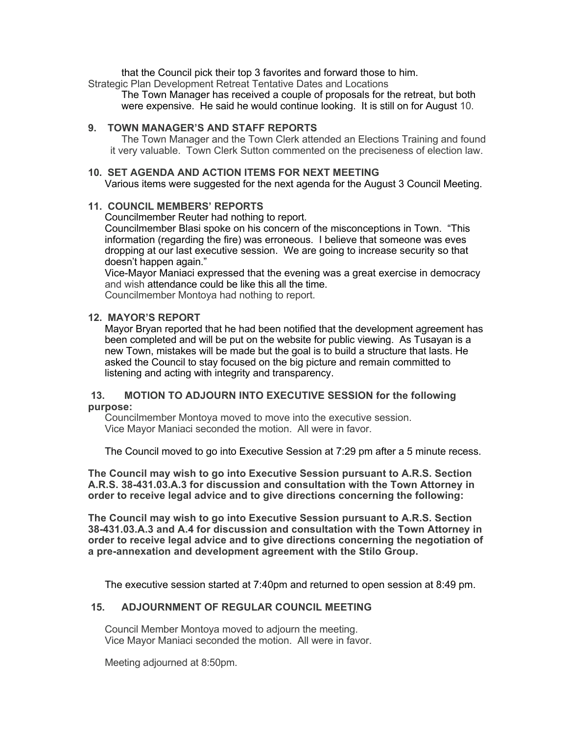that the Council pick their top 3 favorites and forward those to him.

Strategic Plan Development Retreat Tentative Dates and Locations

The Town Manager has received a couple of proposals for the retreat, but both were expensive. He said he would continue looking. It is still on for August 10.

## 9. TOWN MANAGER'S AND STAFF REPORTS

The Town Manager and the Town Clerk attended an Elections Training and found it very valuable. Town Clerk Sutton commented on the preciseness of election law.

## 10. SET AGENDA AND ACTION ITEMS FOR NEXT MEETING

Various items were suggested for the next agenda for the August 3 Council Meeting.

## 11. COUNCIL MEMBERS' REPORTS

Councilmember Reuter had nothing to report.

Councilmember Blasi spoke on his concern of the misconceptions in Town. "This information (regarding the fire) was erroneous. I believe that someone was eves dropping at our last executive session. We are going to increase security so that doesn't happen again."

Vice-Mayor Maniaci expressed that the evening was a great exercise in democracy and wish attendance could be like this all the time.

Councilmember Montoya had nothing to report.

## 12. MAYOR'S REPORT

Mayor Bryan reported that he had been notified that the development agreement has been completed and will be put on the website for public viewing. As Tusayan is a new Town, mistakes will be made but the goal is to build a structure that lasts. He asked the Council to stay focused on the big picture and remain committed to listening and acting with integrity and transparency.

## 13. MOTION TO ADJOURN INTO EXECUTIVE SESSION for the following purpose:

Councilmember Montoya moved to move into the executive session.
Vice Mayor Maniaci seconded the motion. All were in favor.

The Council moved to go into Executive Session at 7:29 pm after a 5 minute recess.

**The Council may wish to go into Executive Session pursuant to A.R.S. Section A.R.S. 38-431.03.A.3 for discussion and consultation with the Town Attorney in order to receive legal advice and to give directions concerning the following:**

**The Council may wish to go into Executive Session pursuant to A.R.S. Section 38-431.03.A.3 and A.4 for discussion and consultation with the Town Attorney in order to receive legal advice and to give directions concerning the negotiation of a pre-annexation and development agreement with the Stilo Group.**

The executive session started at 7:40pm and returned to open session at 8:49 pm.

## 15. ADJOURNMENT OF REGULAR COUNCIL MEETING

Council Member Montoya moved to adjourn the meeting.
Vice Mayor Maniaci seconded the motion. All were in favor.

Meeting adjourned at 8:50pm.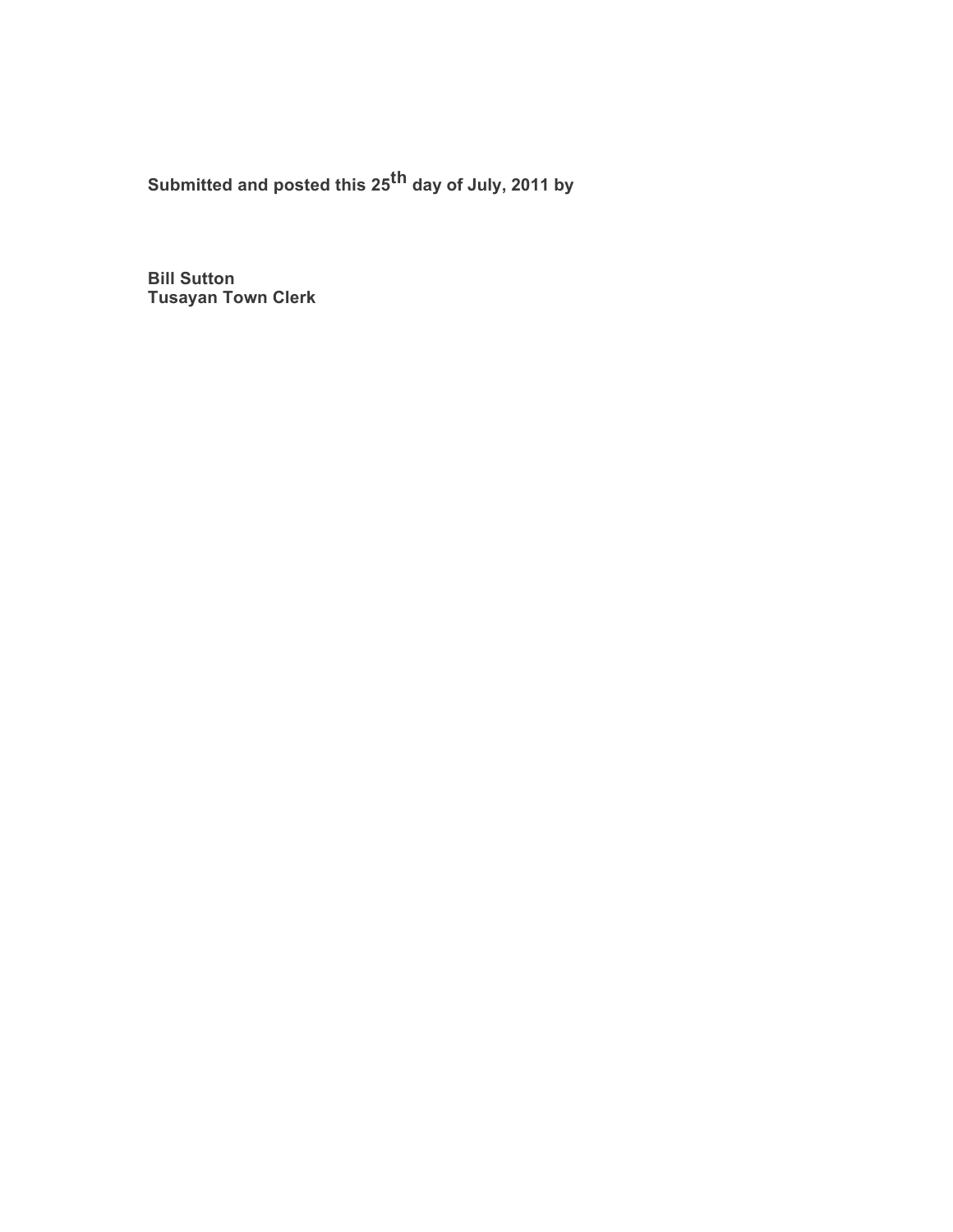**Submitted and posted this 25th day of July, 2011 by**

**Bill Sutton**
**Tusayan Town Clerk**